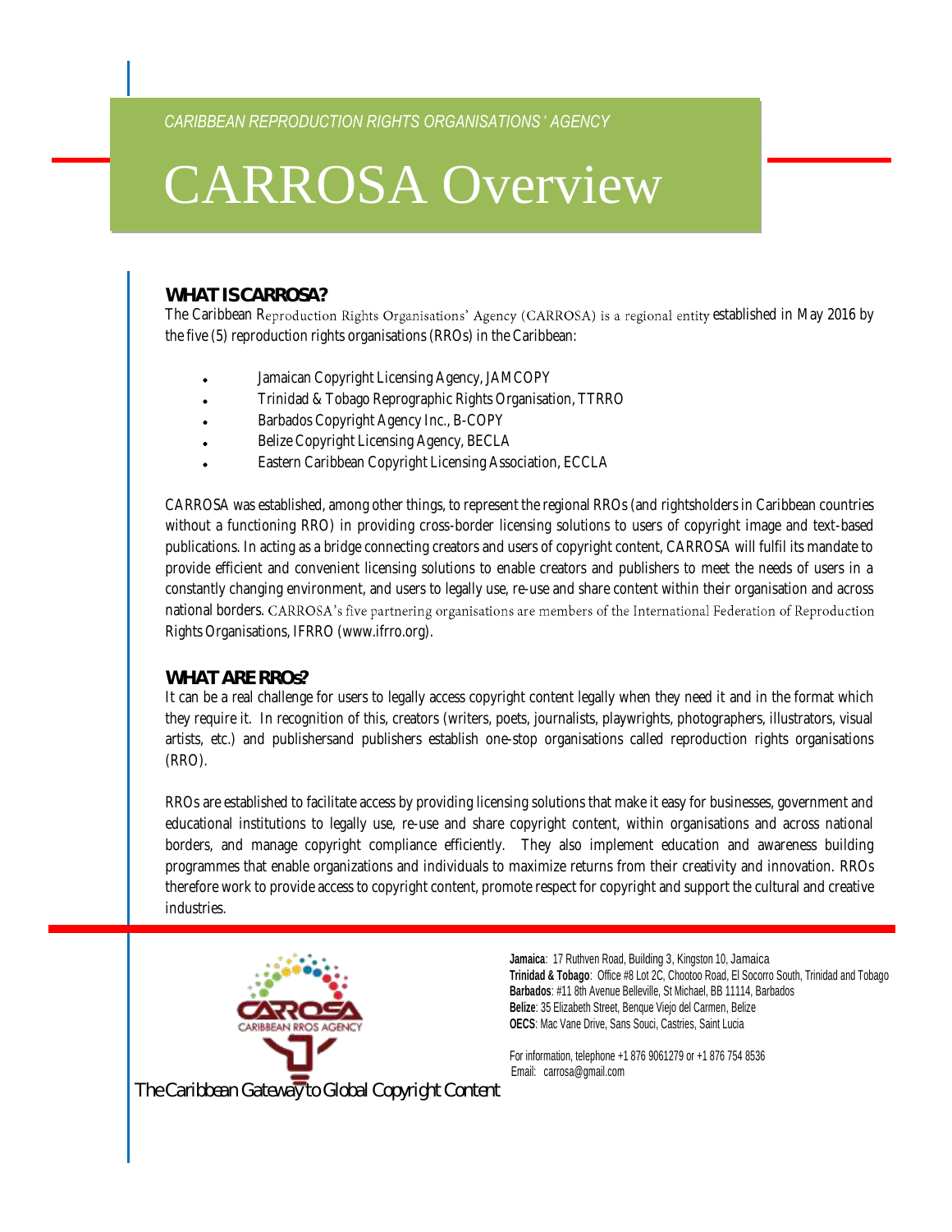*CARIBBEAN REPRODUCTION RIGHTS ORGANISATIONS' AGENCY*

# CARROSA Overview

## WHAT IS CARROSA?

The Caribbean Reproduction Rights Organisations' Agency (CARROSA) is a regional entity established in May 2016 by the five (5) reproduction rights organisations (RROs) in the Caribbean:

- Jamaican Copyright Licensing Agency, JAMCOPY
- Trinidad & Tobago Reprographic Rights Organisation, TTRRO
- Barbados Copyright Agency Inc., B-COPY
- Belize Copyright Licensing Agency, BECLA
- Eastern Caribbean Copyright Licensing Association, ECCLA

CARROSA was established, among other things, to represent the regional RROs (and rightsholders in Caribbean countries without a functioning RRO) in providing cross-border licensing solutions to users of copyright image and text-based publications. In acting as a bridge connecting creators and users of copyright content, CARROSA will fulfil its mandate to provide efficient and convenient licensing solutions to enable creators and publishers to meet the needs of users in a constantly changing environment, and users to legally use, re-use and share content within their organisation and across national borders. CARROSA's five partnering organisations are members of the International Federation of Reproduction Rights Organisations, IFRRO (www.ifrro.org).

## WHAT ARE RROs?

It can be a real challenge for users to legally access copyright content legally when they need it and in the format which they require it. In recognition of this, creators (writers, poets, journalists, playwrights, photographers, illustrators, visual artists, etc.) and publishersand publishers establish one-stop organisations called reproduction rights organisations (RRO).

RROs are established to facilitate access by providing licensing solutions that make it easy for businesses, government and educational institutions to legally use, re-use and share copyright content, within organisations and across national borders, and manage copyright compliance efficiently. They also implement education and awareness building programmes that enable organizations and individuals to maximize returns from their creativity and innovation. RROs therefore work to provide access to copyright content, promote respect for copyright and support the cultural and creative industries.

CARROSA
CARIBBEAN RROS AGENCY

*The Caribbean Gateway to Global Copyright Content*

**Jamaica**: 17 Ruthven Road, Building 3, Kingston 10, Jamaica
**Trinidad & Tobago**: Office #8 Lot 2C, Chootoo Road, El Socorro South, Trinidad and Tobago
**Barbados**: #11 8th Avenue Belleville, St Michael, BB 11114, Barbados
**Belize**: 35 Elizabeth Street, Benque Viejo del Carmen, Belize
**OECS**: Mac Vane Drive, Sans Souci, Castries, Saint Lucia

For information, telephone +1 876 9061279 or +1 876 754 8536
Email: carrosa@gmail.com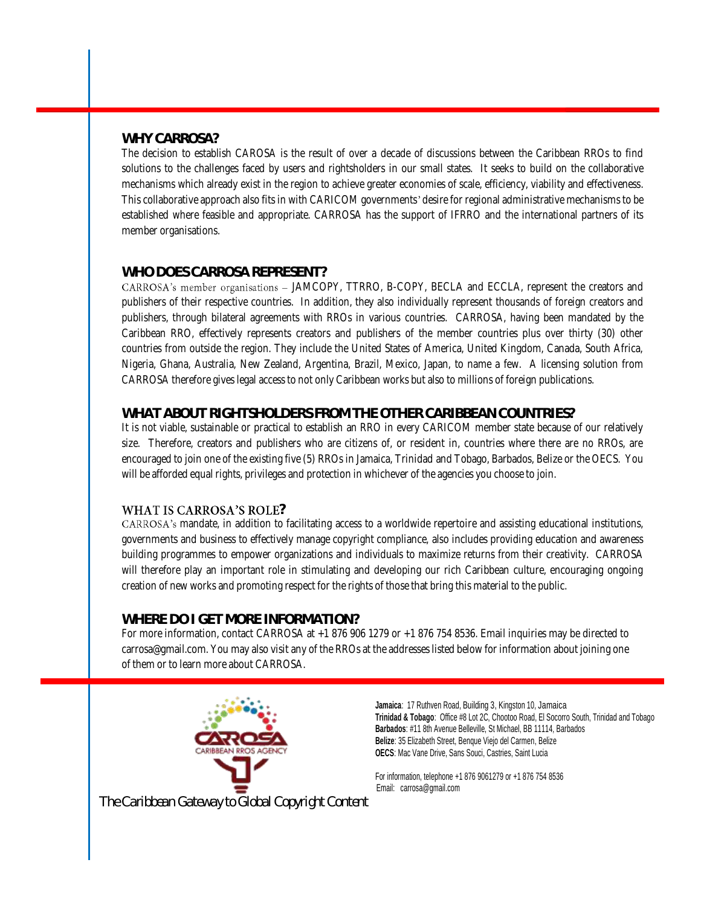## WHY CARROSA?

The decision to establish CAROSA is the result of over a decade of discussions between the Caribbean RROs to find solutions to the challenges faced by users and rightsholders in our small states. It seeks to build on the collaborative mechanisms which already exist in the region to achieve greater economies of scale, efficiency, viability and effectiveness. This collaborative approach also fits in with CARICOM governments' desire for regional administrative mechanisms to be established where feasible and appropriate. CARROSA has the support of IFRRO and the international partners of its member organisations.

## WHO DOES CARROSA REPRESENT?

CARROSA's member organisations – JAMCOPY, TTRRO, B-COPY, BECLA and ECCLA, represent the creators and publishers of their respective countries. In addition, they also individually represent thousands of foreign creators and publishers, through bilateral agreements with RROs in various countries. CARROSA, having been mandated by the Caribbean RRO, effectively represents creators and publishers of the member countries plus over thirty (30) other countries from outside the region. They include the United States of America, United Kingdom, Canada, South Africa, Nigeria, Ghana, Australia, New Zealand, Argentina, Brazil, Mexico, Japan, to name a few. A licensing solution from CARROSA therefore gives legal access to not only Caribbean works but also to millions of foreign publications.

## WHAT ABOUT RIGHTSHOLDERS FROM THE OTHER CARIBBEAN COUNTRIES?

It is not viable, sustainable or practical to establish an RRO in every CARICOM member state because of our relatively size. Therefore, creators and publishers who are citizens of, or resident in, countries where there are no RROs, are encouraged to join one of the existing five (5) RROs in Jamaica, Trinidad and Tobago, Barbados, Belize or the OECS. You will be afforded equal rights, privileges and protection in whichever of the agencies you choose to join.

## WHAT IS CARROSA'S ROLE?

CARROSA's mandate, in addition to facilitating access to a worldwide repertoire and assisting educational institutions, governments and business to effectively manage copyright compliance, also includes providing education and awareness building programmes to empower organizations and individuals to maximize returns from their creativity. CARROSA will therefore play an important role in stimulating and developing our rich Caribbean culture, encouraging ongoing creation of new works and promoting respect for the rights of those that bring this material to the public.

## WHERE DO I GET MORE INFORMATION?

For more information, contact CARROSA at +1 876 906 1279 or +1 876 754 8536. Email inquiries may be directed to carrosa@gmail.com. You may also visit any of the RROs at the addresses listed below for information about joining one of them or to learn more about CARROSA.

CARROSA
CARIBBEAN RROS AGENCY

**Jamaica**: 17 Ruthven Road, Building 3, Kingston 10, Jamaica
**Trinidad & Tobago**: Office #8 Lot 2C, Chootoo Road, El Socorro South, Trinidad and Tobago
**Barbados**: #11 8th Avenue Belleville, St Michael, BB 11114, Barbados
**Belize**: 35 Elizabeth Street, Benque Viejo del Carmen, Belize
**OECS**: Mac Vane Drive, Sans Souci, Castries, Saint Lucia

For information, telephone +1 876 9061279 or +1 876 754 8536
Email: carrosa@gmail.com

*The Caribbean Gateway to Global Copyright Content*